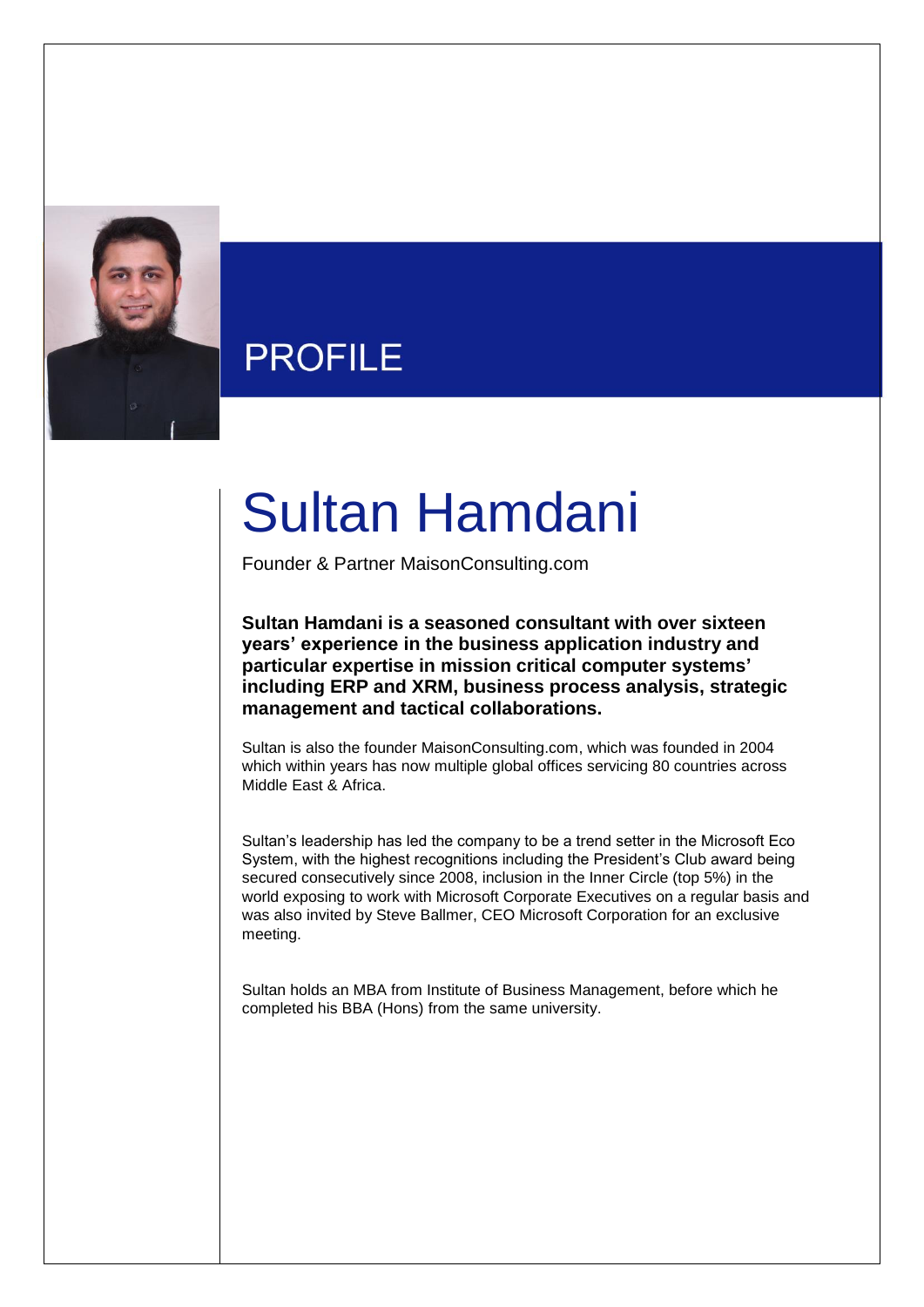## PROFILE

# Sultan Hamdani

Founder & Partner MaisonConsulting.com

**Sultan Hamdani is a seasoned consultant with over sixteen years' experience in the business application industry and particular expertise in mission critical computer systems' including ERP and XRM, business process analysis, strategic management and tactical collaborations.**

Sultan is also the founder MaisonConsulting.com, which was founded in 2004 which within years has now multiple global offices servicing 80 countries across Middle East & Africa.

Sultan's leadership has led the company to be a trend setter in the Microsoft Eco System, with the highest recognitions including the President's Club award being secured consecutively since 2008, inclusion in the Inner Circle (top 5%) in the world exposing to work with Microsoft Corporate Executives on a regular basis and was also invited by Steve Ballmer, CEO Microsoft Corporation for an exclusive meeting.

Sultan holds an MBA from Institute of Business Management, before which he completed his BBA (Hons) from the same university.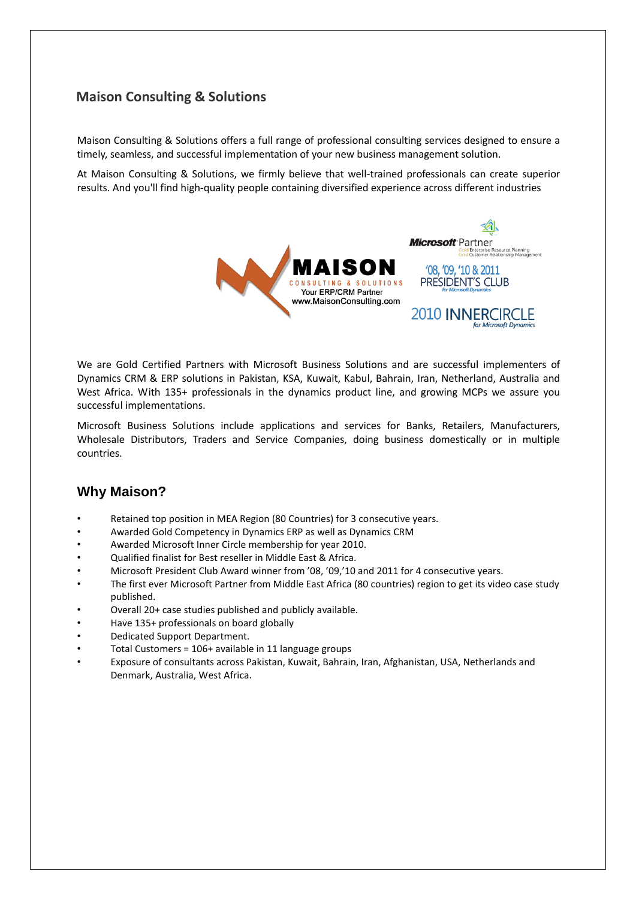## Maison Consulting & Solutions

Maison Consulting & Solutions offers a full range of professional consulting services designed to ensure a timely, seamless, and successful implementation of your new business management solution.

At Maison Consulting & Solutions, we firmly believe that well-trained professionals can create superior results. And you'll find high-quality people containing diversified experience across different industries

We are Gold Certified Partners with Microsoft Business Solutions and are successful implementers of Dynamics CRM & ERP solutions in Pakistan, KSA, Kuwait, Kabul, Bahrain, Iran, Netherland, Australia and West Africa. With 135+ professionals in the dynamics product line, and growing MCPs we assure you successful implementations.

Microsoft Business Solutions include applications and services for Banks, Retailers, Manufacturers, Wholesale Distributors, Traders and Service Companies, doing business domestically or in multiple countries.

## Why Maison?

- Retained top position in MEA Region (80 Countries) for 3 consecutive years.
- Awarded Gold Competency in Dynamics ERP as well as Dynamics CRM
- Awarded Microsoft Inner Circle membership for year 2010.
- Qualified finalist for Best reseller in Middle East & Africa.
- Microsoft President Club Award winner from '08, '09,'10 and 2011 for 4 consecutive years.
- The first ever Microsoft Partner from Middle East Africa (80 countries) region to get its video case study published.
- Overall 20+ case studies published and publicly available.
- Have 135+ professionals on board globally
- Dedicated Support Department.
- Total Customers = 106+ available in 11 language groups
- Exposure of consultants across Pakistan, Kuwait, Bahrain, Iran, Afghanistan, USA, Netherlands and Denmark, Australia, West Africa.